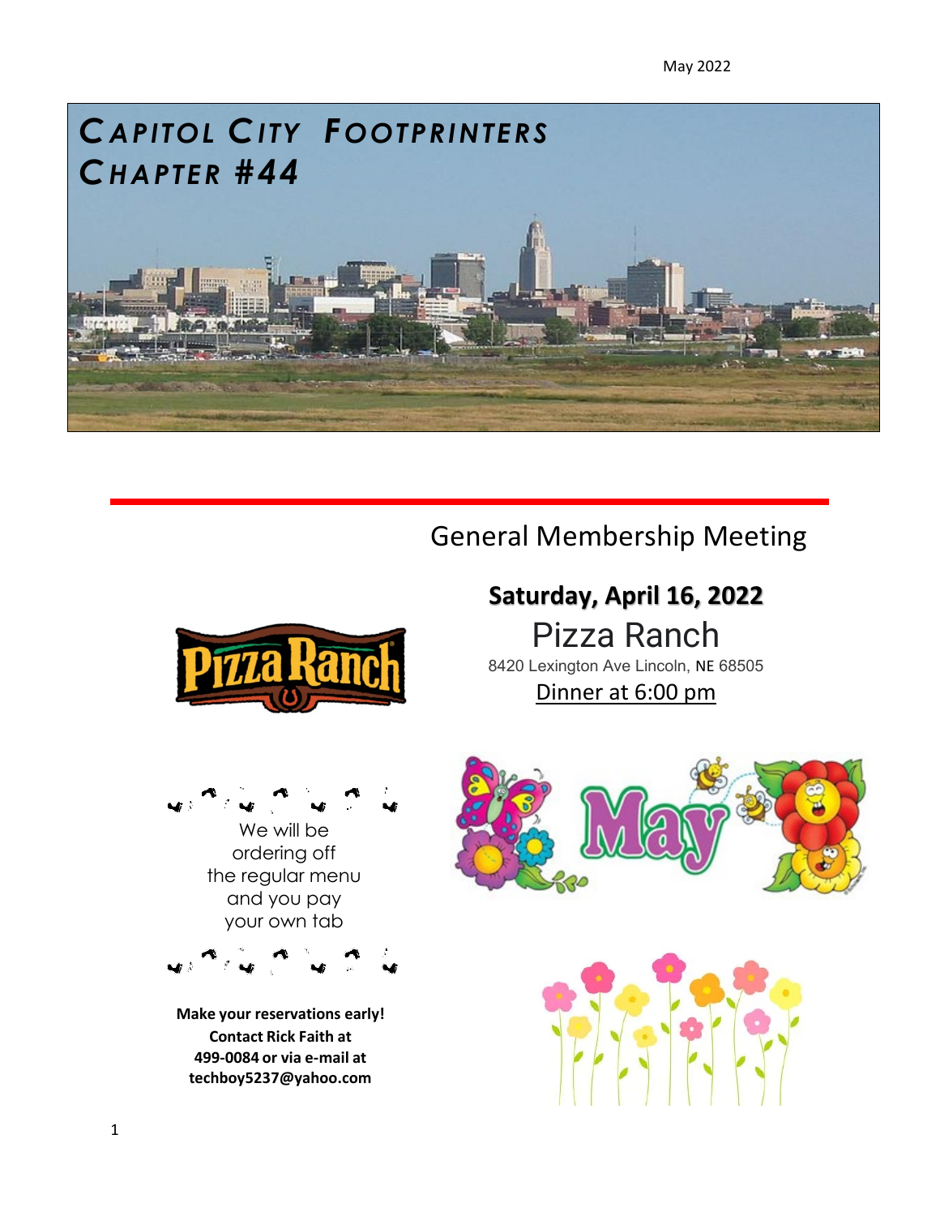May 2022

# Capitol City Footprinters Chapter #44

## General Membership Meeting

**Saturday, April 16, 2022**

Pizza Ranch

8420 Lexington Ave Lincoln, NE 68505

Dinner at 6:00 pm

We will be ordering off the regular menu and you pay your own tab

**Make your reservations early! Contact Rick Faith at 499-0084 or via e-mail at techboy5237@yahoo.com**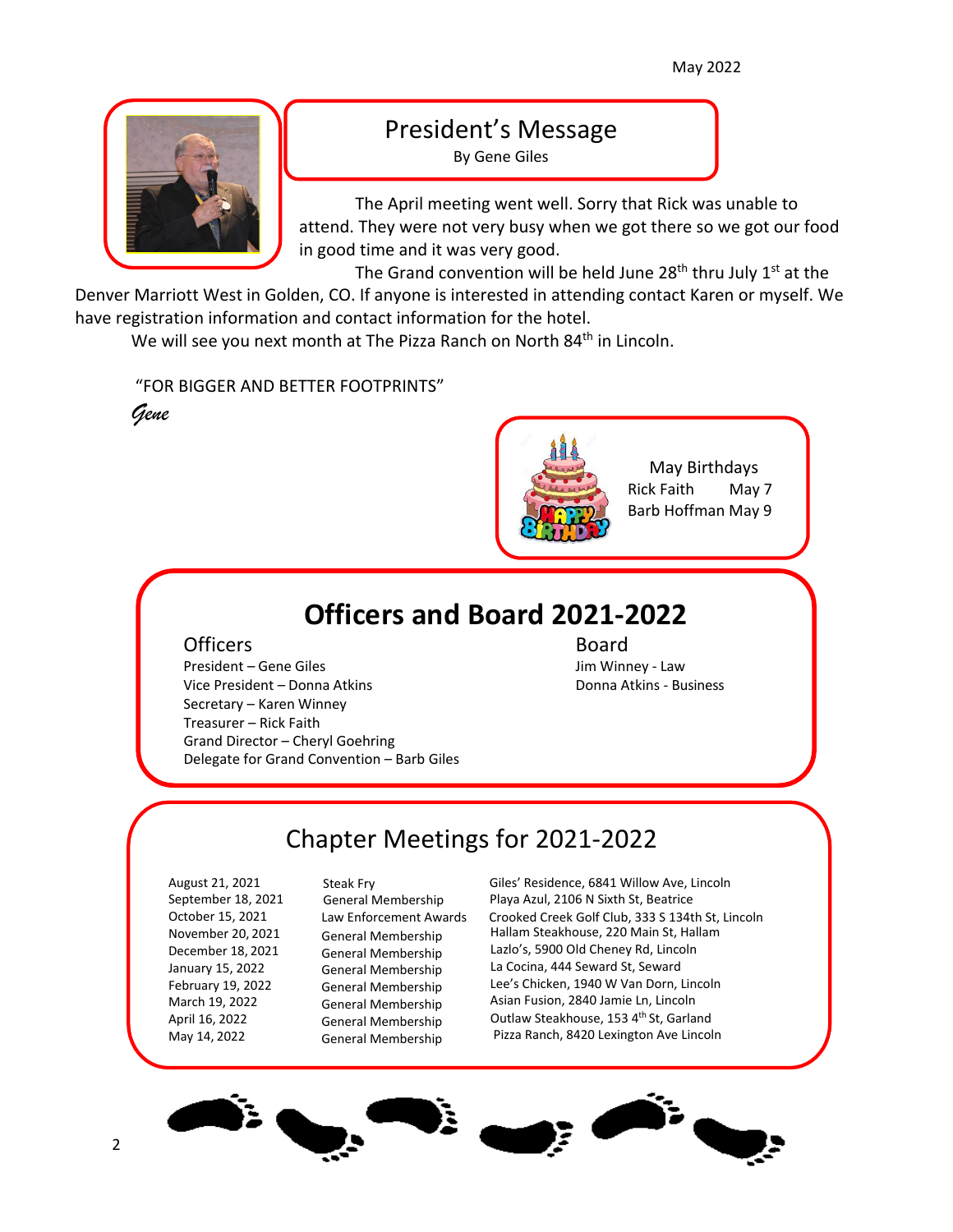May 2022

## President's Message

By Gene Giles

The April meeting went well. Sorry that Rick was unable to attend. They were not very busy when we got there so we got our food in good time and it was very good.

The Grand convention will be held June 28th thru July 1st at the Denver Marriott West in Golden, CO. If anyone is interested in attending contact Karen or myself. We have registration information and contact information for the hotel.

We will see you next month at The Pizza Ranch on North 84th in Lincoln.

"FOR BIGGER AND BETTER FOOTPRINTS"

*Gene*

### May Birthdays

Rick Faith May 7
Barb Hoffman May 9

## Officers and Board 2021-2022

### Officers

President – Gene Giles
Vice President – Donna Atkins
Secretary – Karen Winney
Treasurer – Rick Faith
Grand Director – Cheryl Goehring
Delegate for Grand Convention – Barb Giles

### Board

Jim Winney - Law
Donna Atkins - Business

## Chapter Meetings for 2021-2022

| | | |
|---|---|---|
| August 21, 2021 | Steak Fry | Giles' Residence, 6841 Willow Ave, Lincoln |
| September 18, 2021 | General Membership | Playa Azul, 2106 N Sixth St, Beatrice |
| October 15, 2021 | Law Enforcement Awards | Crooked Creek Golf Club, 333 S 134th St, Lincoln |
| November 20, 2021 | General Membership | Hallam Steakhouse, 220 Main St, Hallam |
| December 18, 2021 | General Membership | Lazlo's, 5900 Old Cheney Rd, Lincoln |
| January 15, 2022 | General Membership | La Cocina, 444 Seward St, Seward |
| February 19, 2022 | General Membership | Lee's Chicken, 1940 W Van Dorn, Lincoln |
| March 19, 2022 | General Membership | Asian Fusion, 2840 Jamie Ln, Lincoln |
| April 16, 2022 | General Membership | Outlaw Steakhouse, 153 4th St, Garland |
| May 14, 2022 | General Membership | Pizza Ranch, 8420 Lexington Ave Lincoln |